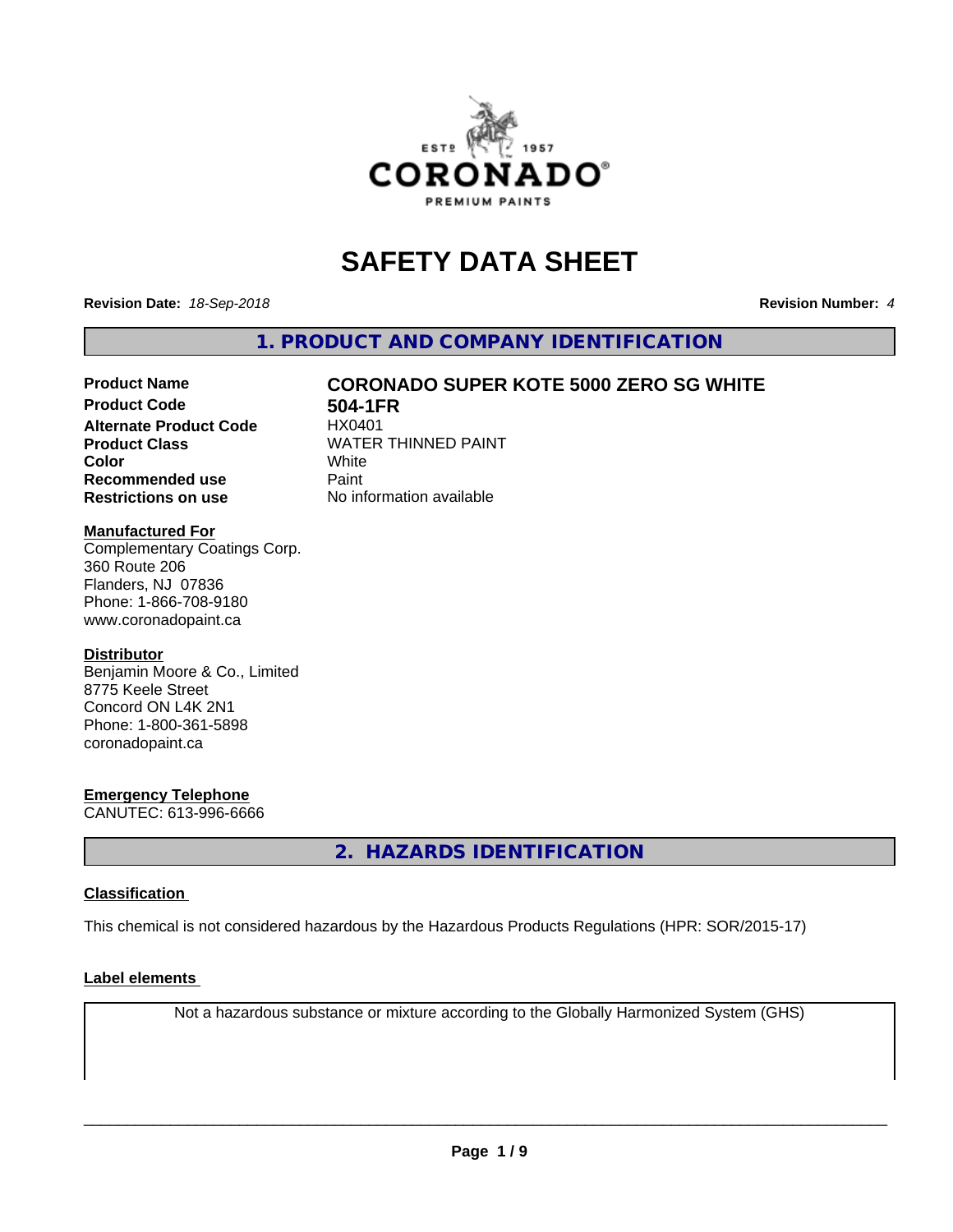ESTº 1957
CORONADO®
PREMIUM PAINTS

# SAFETY DATA SHEET

**Revision Date:** *18-Sep-2018* **Revision Number:** *4*

## 1. PRODUCT AND COMPANY IDENTIFICATION

| | |
|---|---|
| **Product Name** | **CORONADO SUPER KOTE 5000 ZERO SG WHITE** |
| **Product Code** | **504-1FR** |
| **Alternate Product Code** | HX0401 |
| **Product Class** | WATER THINNED PAINT |
| **Color** | White |
| **Recommended use** | Paint |
| **Restrictions on use** | No information available |

**Manufactured For**
Complementary Coatings Corp.
360 Route 206
Flanders, NJ 07836
Phone: 1-866-708-9180
www.coronadopaint.ca

**Distributor**
Benjamin Moore & Co., Limited
8775 Keele Street
Concord ON L4K 2N1
Phone: 1-800-361-5898
coronadopaint.ca

**Emergency Telephone**
CANUTEC: 613-996-6666

## 2. HAZARDS IDENTIFICATION

**Classification**

This chemical is not considered hazardous by the Hazardous Products Regulations (HPR: SOR/2015-17)

**Label elements**

Not a hazardous substance or mixture according to the Globally Harmonized System (GHS)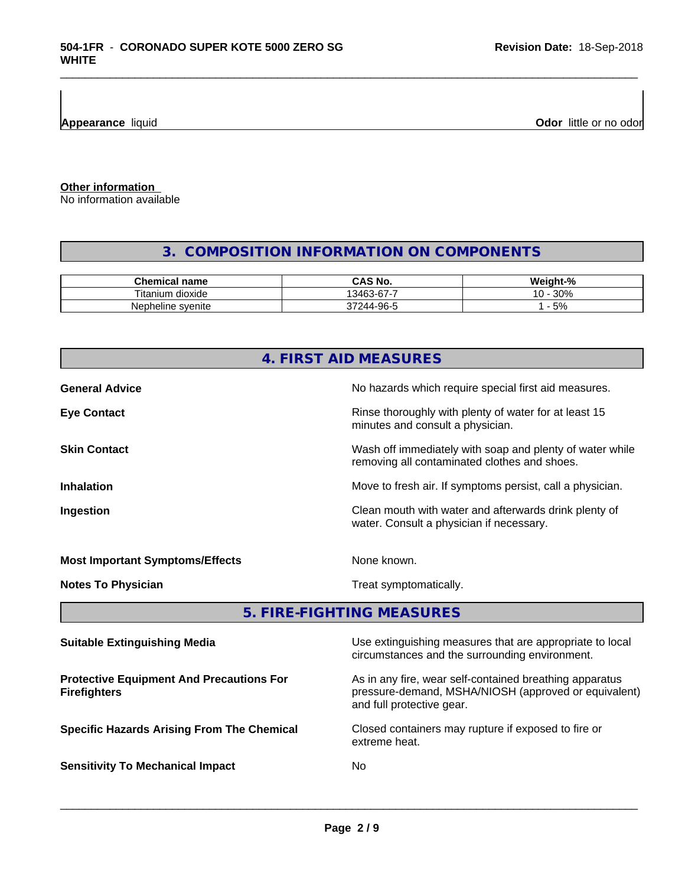**Appearance** liquid **Odor** little or no odor

**Other information**
No information available

## 3. COMPOSITION INFORMATION ON COMPONENTS

| Chemical name | CAS No. | Weight-% |
|---|---|---|
| Titanium dioxide | 13463-67-7 | 10 - 30% |
| Nepheline syenite | 37244-96-5 | 1 - 5% |

## 4. FIRST AID MEASURES

**General Advice**
No hazards which require special first aid measures.

**Eye Contact**
Rinse thoroughly with plenty of water for at least 15 minutes and consult a physician.

**Skin Contact**
Wash off immediately with soap and plenty of water while removing all contaminated clothes and shoes.

**Inhalation**
Move to fresh air. If symptoms persist, call a physician.

**Ingestion**
Clean mouth with water and afterwards drink plenty of water. Consult a physician if necessary.

**Most Important Symptoms/Effects**
None known.

**Notes To Physician**
Treat symptomatically.

## 5. FIRE-FIGHTING MEASURES

**Suitable Extinguishing Media**
Use extinguishing measures that are appropriate to local circumstances and the surrounding environment.

**Protective Equipment And Precautions For Firefighters**
As in any fire, wear self-contained breathing apparatus pressure-demand, MSHA/NIOSH (approved or equivalent) and full protective gear.

**Specific Hazards Arising From The Chemical**
Closed containers may rupture if exposed to fire or extreme heat.

**Sensitivity To Mechanical Impact**
No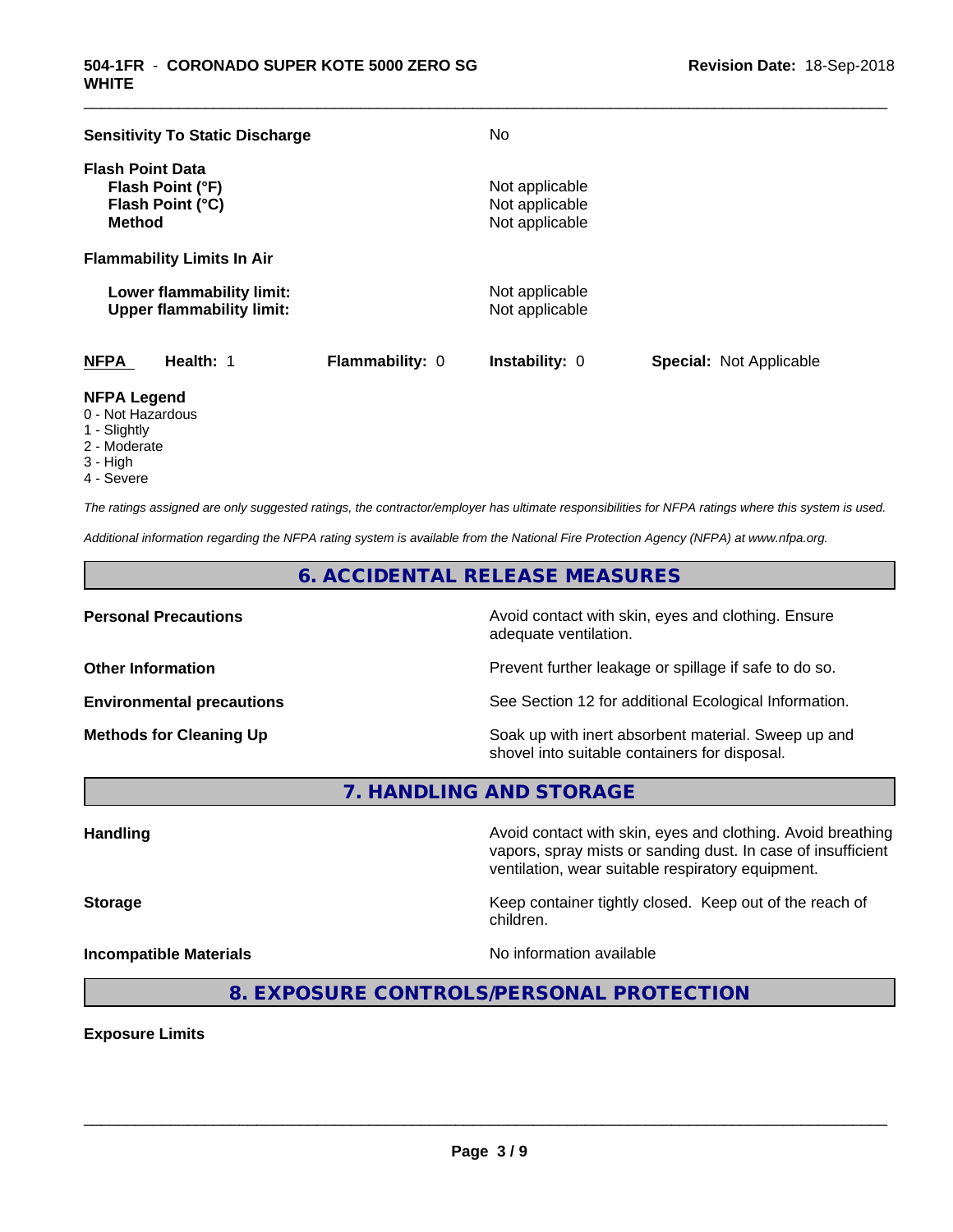| | |
|---|---|
| **Sensitivity To Static Discharge** | No |

**Flash Point Data**

| | |
|---|---|
| **Flash Point (°F)** | Not applicable |
| **Flash Point (°C)** | Not applicable |
| **Method** | Not applicable |

**Flammability Limits In Air**

| | |
|---|---|
| **Lower flammability limit:** | Not applicable |
| **Upper flammability limit:** | Not applicable |

| **NFPA** | **Health:** 1 | **Flammability:** 0 | **Instability:** 0 | **Special:** Not Applicable |
|---|---|---|---|---|

**NFPA Legend**
0 - Not Hazardous
1 - Slightly
2 - Moderate
3 - High
4 - Severe

*The ratings assigned are only suggested ratings, the contractor/employer has ultimate responsibilities for NFPA ratings where this system is used.*

*Additional information regarding the NFPA rating system is available from the National Fire Protection Agency (NFPA) at www.nfpa.org.*

## 6. ACCIDENTAL RELEASE MEASURES

| | |
|---|---|
| **Personal Precautions** | Avoid contact with skin, eyes and clothing. Ensure adequate ventilation. |
| **Other Information** | Prevent further leakage or spillage if safe to do so. |
| **Environmental precautions** | See Section 12 for additional Ecological Information. |
| **Methods for Cleaning Up** | Soak up with inert absorbent material. Sweep up and shovel into suitable containers for disposal. |

## 7. HANDLING AND STORAGE

| | |
|---|---|
| **Handling** | Avoid contact with skin, eyes and clothing. Avoid breathing vapors, spray mists or sanding dust. In case of insufficient ventilation, wear suitable respiratory equipment. |
| **Storage** | Keep container tightly closed. Keep out of the reach of children. |
| **Incompatible Materials** | No information available |

## 8. EXPOSURE CONTROLS/PERSONAL PROTECTION

**Exposure Limits**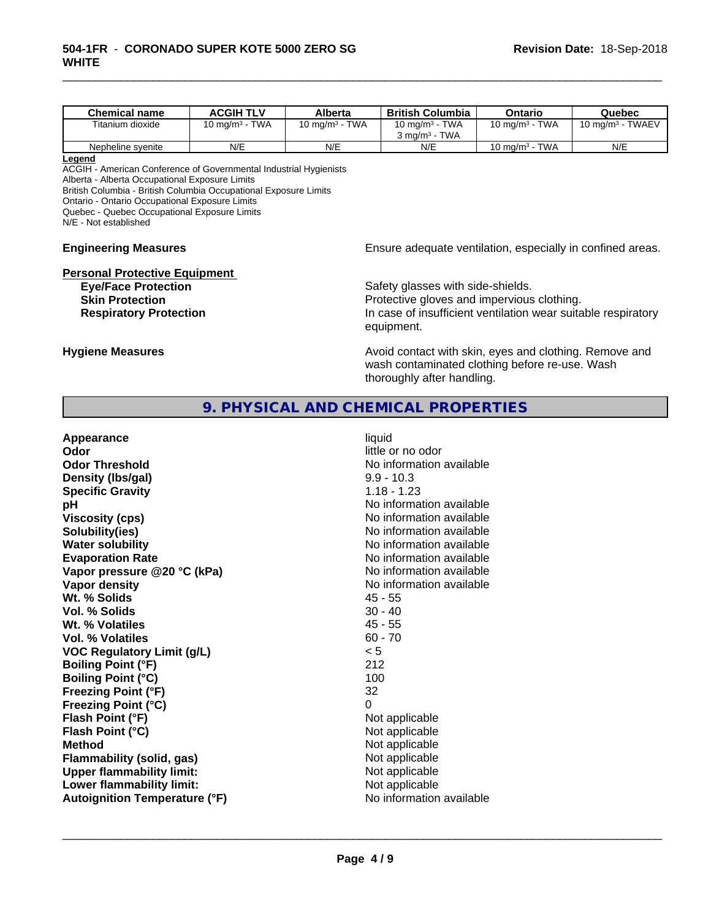| Chemical name | ACGIH TLV | Alberta | British Columbia | Ontario | Quebec |
|---|---|---|---|---|---|
| Titanium dioxide | 10 mg/m³ - TWA | 10 mg/m³ - TWA | 10 mg/m³ - TWA<br>3 mg/m³ - TWA | 10 mg/m³ - TWA | 10 mg/m³ - TWAEV |
| Nepheline syenite | N/E | N/E | N/E | 10 mg/m³ - TWA | N/E |

**Legend**

ACGIH - American Conference of Governmental Industrial Hygienists
Alberta - Alberta Occupational Exposure Limits
British Columbia - British Columbia Occupational Exposure Limits
Ontario - Ontario Occupational Exposure Limits
Quebec - Quebec Occupational Exposure Limits
N/E - Not established

**Engineering Measures** Ensure adequate ventilation, especially in confined areas.

**Personal Protective Equipment**

**Eye/Face Protection** Safety glasses with side-shields.
**Skin Protection** Protective gloves and impervious clothing.
**Respiratory Protection** In case of insufficient ventilation wear suitable respiratory equipment.

**Hygiene Measures** Avoid contact with skin, eyes and clothing. Remove and wash contaminated clothing before re-use. Wash thoroughly after handling.

## 9. PHYSICAL AND CHEMICAL PROPERTIES

| | |
|---|---|
| **Appearance** | liquid |
| **Odor** | little or no odor |
| **Odor Threshold** | No information available |
| **Density (lbs/gal)** | 9.9 - 10.3 |
| **Specific Gravity** | 1.18 - 1.23 |
| **pH** | No information available |
| **Viscosity (cps)** | No information available |
| **Solubility(ies)** | No information available |
| **Water solubility** | No information available |
| **Evaporation Rate** | No information available |
| **Vapor pressure @20 °C (kPa)** | No information available |
| **Vapor density** | No information available |
| **Wt. % Solids** | 45 - 55 |
| **Vol. % Solids** | 30 - 40 |
| **Wt. % Volatiles** | 45 - 55 |
| **Vol. % Volatiles** | 60 - 70 |
| **VOC Regulatory Limit (g/L)** | < 5 |
| **Boiling Point (°F)** | 212 |
| **Boiling Point (°C)** | 100 |
| **Freezing Point (°F)** | 32 |
| **Freezing Point (°C)** | 0 |
| **Flash Point (°F)** | Not applicable |
| **Flash Point (°C)** | Not applicable |
| **Method** | Not applicable |
| **Flammability (solid, gas)** | Not applicable |
| **Upper flammability limit:** | Not applicable |
| **Lower flammability limit:** | Not applicable |
| **Autoignition Temperature (°F)** | No information available |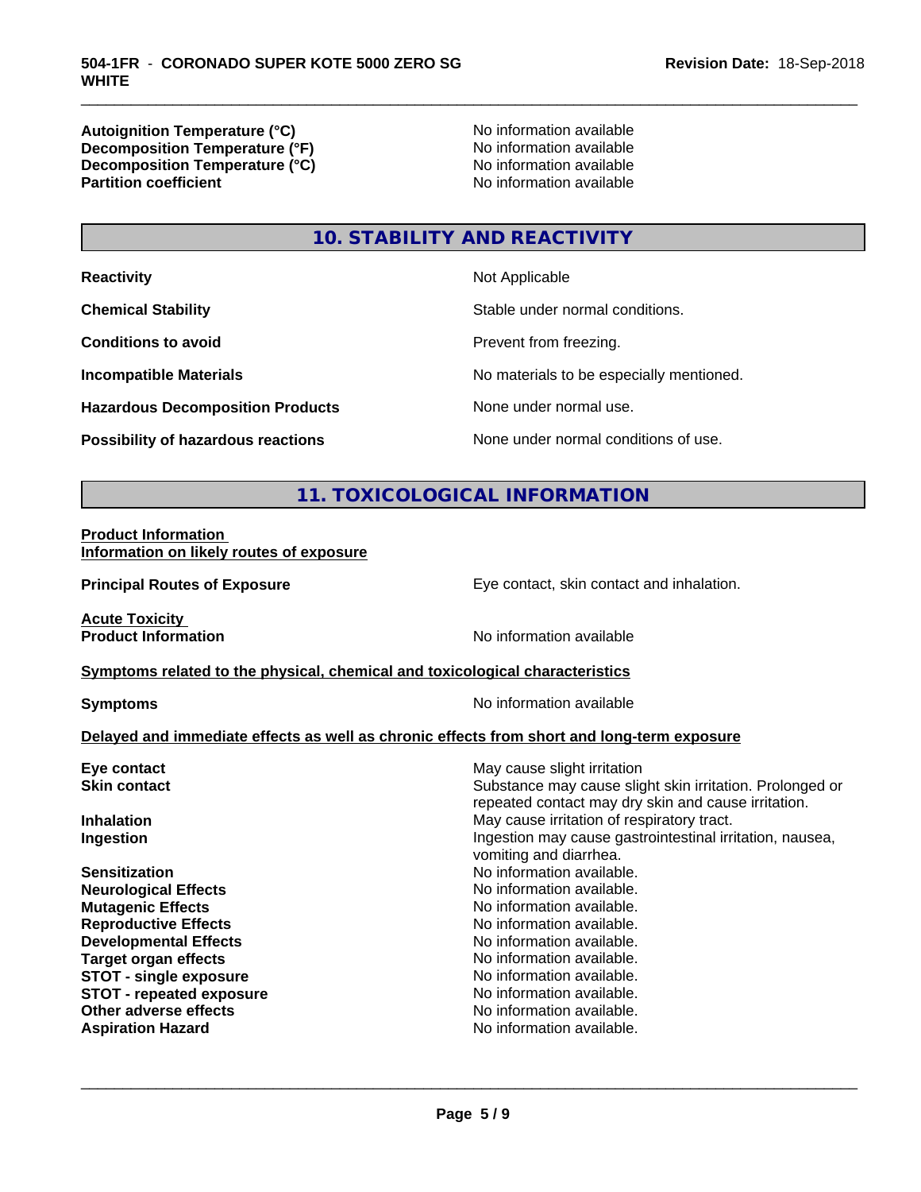| | |
|---|---|
| **Autoignition Temperature (°C)** | No information available |
| **Decomposition Temperature (°F)** | No information available |
| **Decomposition Temperature (°C)** | No information available |
| **Partition coefficient** | No information available |

## 10. STABILITY AND REACTIVITY

| | |
|---|---|
| **Reactivity** | Not Applicable |
| **Chemical Stability** | Stable under normal conditions. |
| **Conditions to avoid** | Prevent from freezing. |
| **Incompatible Materials** | No materials to be especially mentioned. |
| **Hazardous Decomposition Products** | None under normal use. |
| **Possibility of hazardous reactions** | None under normal conditions of use. |

## 11. TOXICOLOGICAL INFORMATION

**Product Information**

**Information on likely routes of exposure**

| | |
|---|---|
| **Principal Routes of Exposure** | Eye contact, skin contact and inhalation. |

**Acute Toxicity**

| | |
|---|---|
| **Product Information** | No information available |

**Symptoms related to the physical, chemical and toxicological characteristics**

| | |
|---|---|
| **Symptoms** | No information available |

**Delayed and immediate effects as well as chronic effects from short and long-term exposure**

| | |
|---|---|
| **Eye contact** | May cause slight irritation |
| **Skin contact** | Substance may cause slight skin irritation. Prolonged or repeated contact may dry skin and cause irritation. |
| **Inhalation** | May cause irritation of respiratory tract. |
| **Ingestion** | Ingestion may cause gastrointestinal irritation, nausea, vomiting and diarrhea. |
| **Sensitization** | No information available. |
| **Neurological Effects** | No information available. |
| **Mutagenic Effects** | No information available. |
| **Reproductive Effects** | No information available. |
| **Developmental Effects** | No information available. |
| **Target organ effects** | No information available. |
| **STOT - single exposure** | No information available. |
| **STOT - repeated exposure** | No information available. |
| **Other adverse effects** | No information available. |
| **Aspiration Hazard** | No information available. |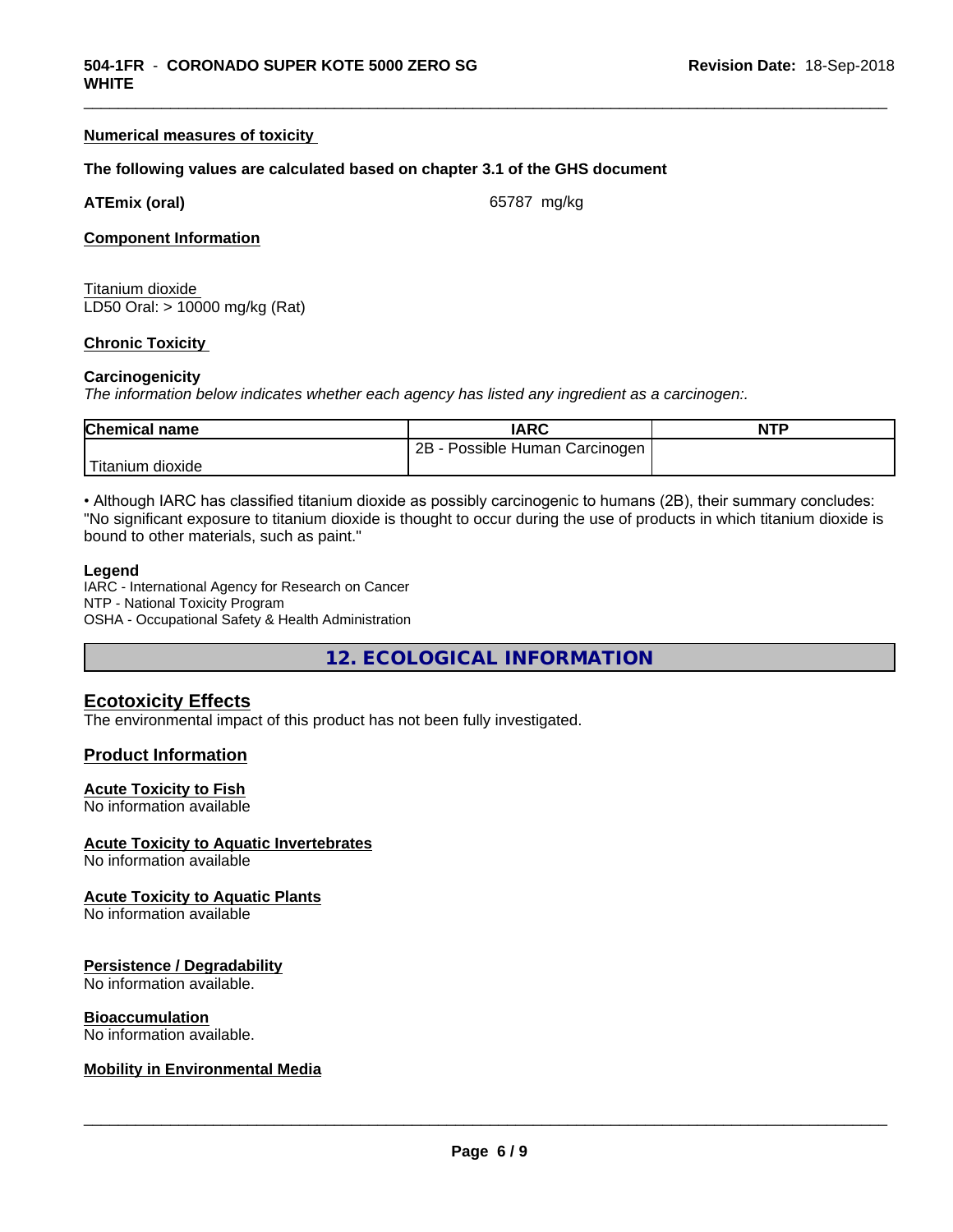**Numerical measures of toxicity**

**The following values are calculated based on chapter 3.1 of the GHS document**

**ATEmix (oral)** 65787 mg/kg

**Component Information**

Titanium dioxide
LD50 Oral: > 10000 mg/kg (Rat)

**Chronic Toxicity**

**Carcinogenicity**

*The information below indicates whether each agency has listed any ingredient as a carcinogen:.*

| Chemical name | IARC | NTP |
|---|---|---|
| Titanium dioxide | 2B - Possible Human Carcinogen | |

• Although IARC has classified titanium dioxide as possibly carcinogenic to humans (2B), their summary concludes: "No significant exposure to titanium dioxide is thought to occur during the use of products in which titanium dioxide is bound to other materials, such as paint."

**Legend**
IARC - International Agency for Research on Cancer
NTP - National Toxicity Program
OSHA - Occupational Safety & Health Administration

## 12. ECOLOGICAL INFORMATION

### Ecotoxicity Effects

The environmental impact of this product has not been fully investigated.

### Product Information

**Acute Toxicity to Fish**
No information available

**Acute Toxicity to Aquatic Invertebrates**
No information available

**Acute Toxicity to Aquatic Plants**
No information available

**Persistence / Degradability**
No information available.

**Bioaccumulation**
No information available.

**Mobility in Environmental Media**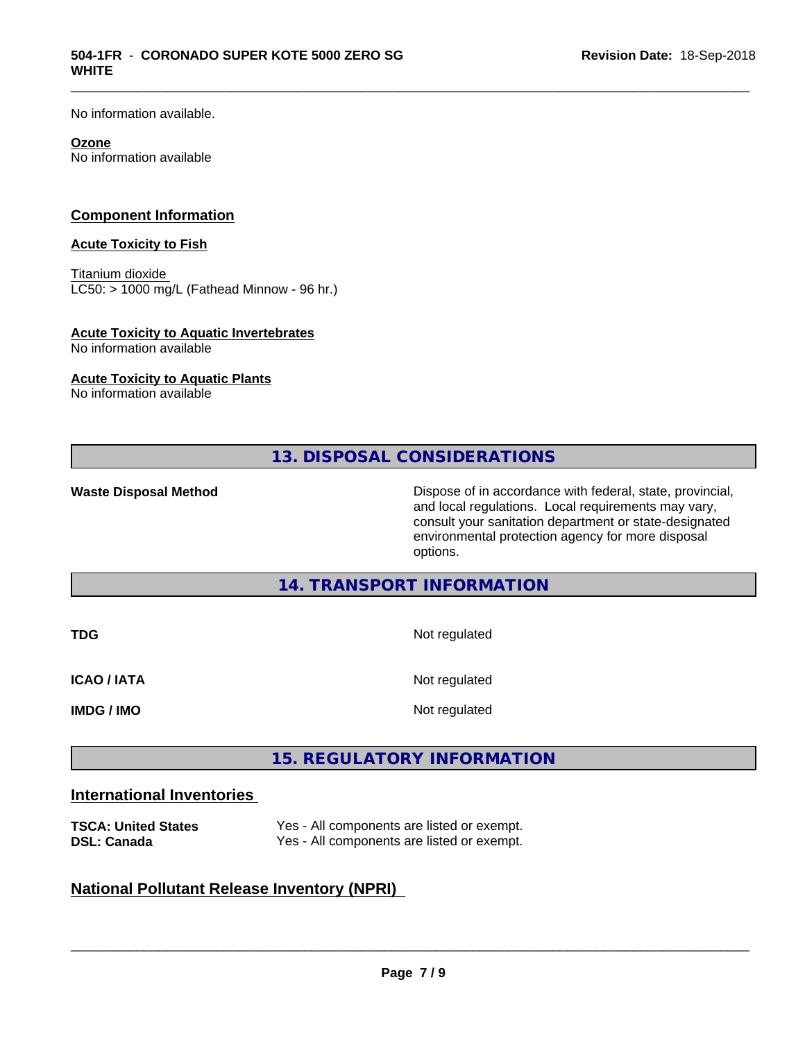No information available.

**Ozone**
No information available

## Component Information

**Acute Toxicity to Fish**

Titanium dioxide
LC50: > 1000 mg/L (Fathead Minnow - 96 hr.)

**Acute Toxicity to Aquatic Invertebrates**
No information available

**Acute Toxicity to Aquatic Plants**
No information available

## 13. DISPOSAL CONSIDERATIONS

**Waste Disposal Method**

Dispose of in accordance with federal, state, provincial, and local regulations. Local requirements may vary, consult your sanitation department or state-designated environmental protection agency for more disposal options.

## 14. TRANSPORT INFORMATION

| | |
|---|---|
| **TDG** | Not regulated |
| **ICAO / IATA** | Not regulated |
| **IMDG / IMO** | Not regulated |

## 15. REGULATORY INFORMATION

### International Inventories

| | |
|---|---|
| **TSCA: United States** | Yes - All components are listed or exempt. |
| **DSL: Canada** | Yes - All components are listed or exempt. |

### National Pollutant Release Inventory (NPRI)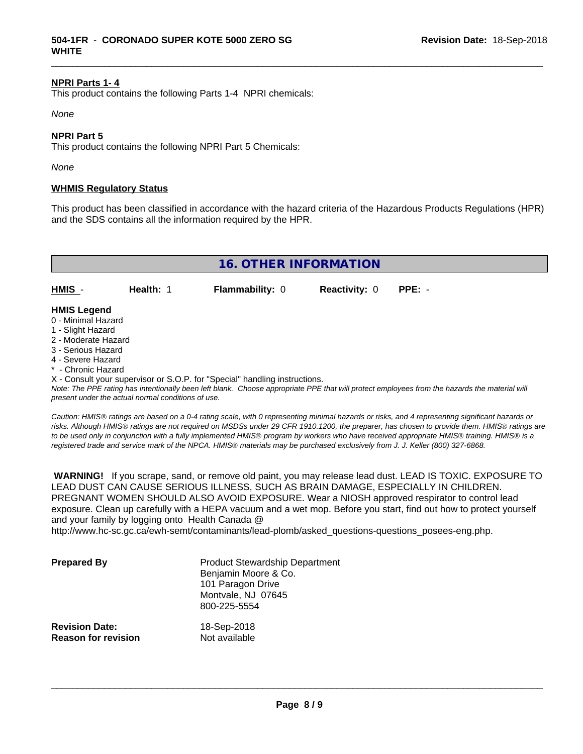**NPRI Parts 1- 4**

This product contains the following Parts 1-4 NPRI chemicals:

*None*

**NPRI Part 5**

This product contains the following NPRI Part 5 Chemicals:

*None*

**WHMIS Regulatory Status**

This product has been classified in accordance with the hazard criteria of the Hazardous Products Regulations (HPR) and the SDS contains all the information required by the HPR.

## 16. OTHER INFORMATION

| **HMIS** - | **Health:** 1 | **Flammability:** 0 | **Reactivity:** 0 | **PPE:** - |
|---|---|---|---|---|

**HMIS Legend**

0 - Minimal Hazard
1 - Slight Hazard
2 - Moderate Hazard
3 - Serious Hazard
4 - Severe Hazard
* - Chronic Hazard
X - Consult your supervisor or S.O.P. for "Special" handling instructions.

*Note: The PPE rating has intentionally been left blank. Choose appropriate PPE that will protect employees from the hazards the material will present under the actual normal conditions of use.*

*Caution: HMIS® ratings are based on a 0-4 rating scale, with 0 representing minimal hazards or risks, and 4 representing significant hazards or risks. Although HMIS® ratings are not required on MSDSs under 29 CFR 1910.1200, the preparer, has chosen to provide them. HMIS® ratings are to be used only in conjunction with a fully implemented HMIS® program by workers who have received appropriate HMIS® training. HMIS® is a registered trade and service mark of the NPCA. HMIS® materials may be purchased exclusively from J. J. Keller (800) 327-6868.*

**WARNING!** If you scrape, sand, or remove old paint, you may release lead dust. LEAD IS TOXIC. EXPOSURE TO LEAD DUST CAN CAUSE SERIOUS ILLNESS, SUCH AS BRAIN DAMAGE, ESPECIALLY IN CHILDREN. PREGNANT WOMEN SHOULD ALSO AVOID EXPOSURE. Wear a NIOSH approved respirator to control lead exposure. Clean up carefully with a HEPA vacuum and a wet mop. Before you start, find out how to protect yourself and your family by logging onto Health Canada @ http://www.hc-sc.gc.ca/ewh-semt/contaminants/lead-plomb/asked_questions-questions_posees-eng.php.

| | |
|---|---|
| **Prepared By** | Product Stewardship Department<br>Benjamin Moore & Co.<br>101 Paragon Drive<br>Montvale, NJ 07645<br>800-225-5554 |
| **Revision Date:** | 18-Sep-2018 |
| **Reason for revision** | Not available |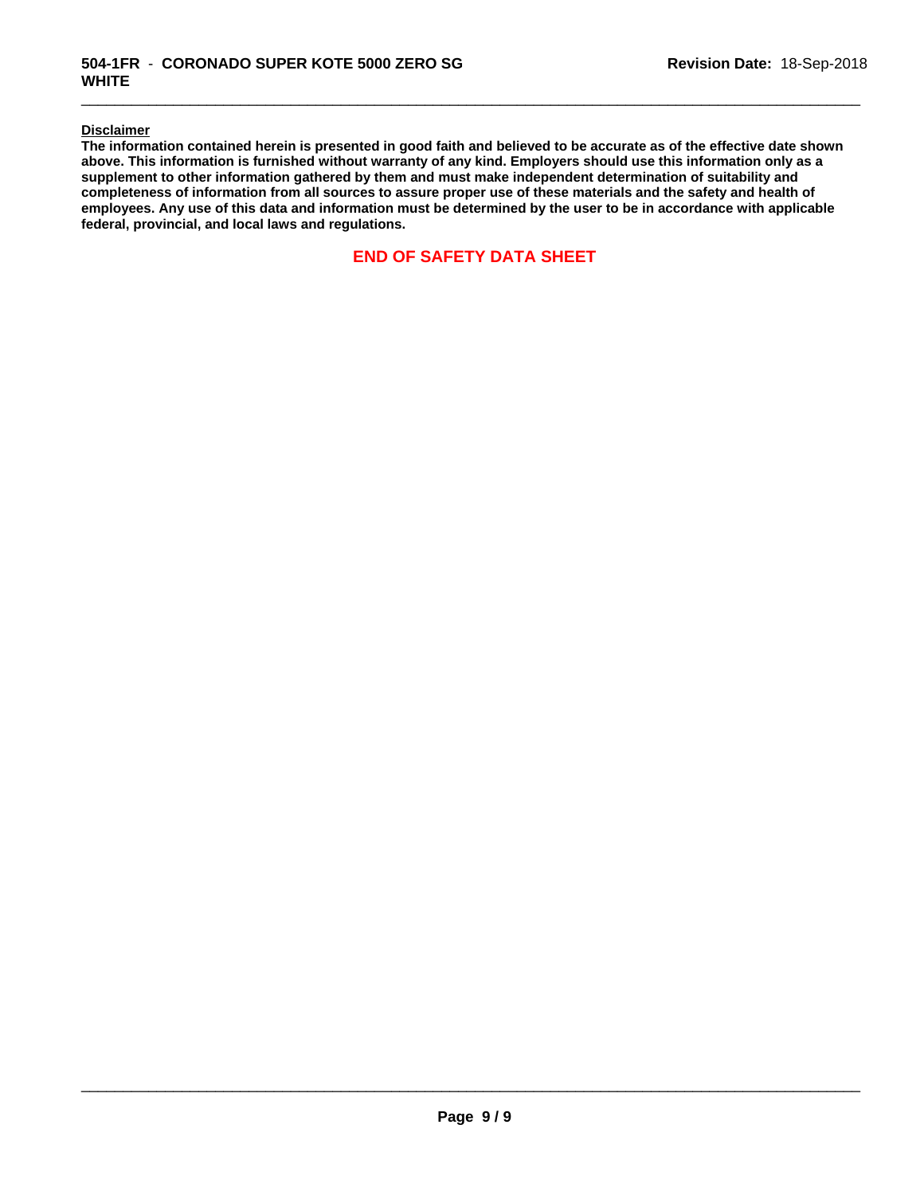**Disclaimer**

**The information contained herein is presented in good faith and believed to be accurate as of the effective date shown above. This information is furnished without warranty of any kind. Employers should use this information only as a supplement to other information gathered by them and must make independent determination of suitability and completeness of information from all sources to assure proper use of these materials and the safety and health of employees. Any use of this data and information must be determined by the user to be in accordance with applicable federal, provincial, and local laws and regulations.**

**END OF SAFETY DATA SHEET**